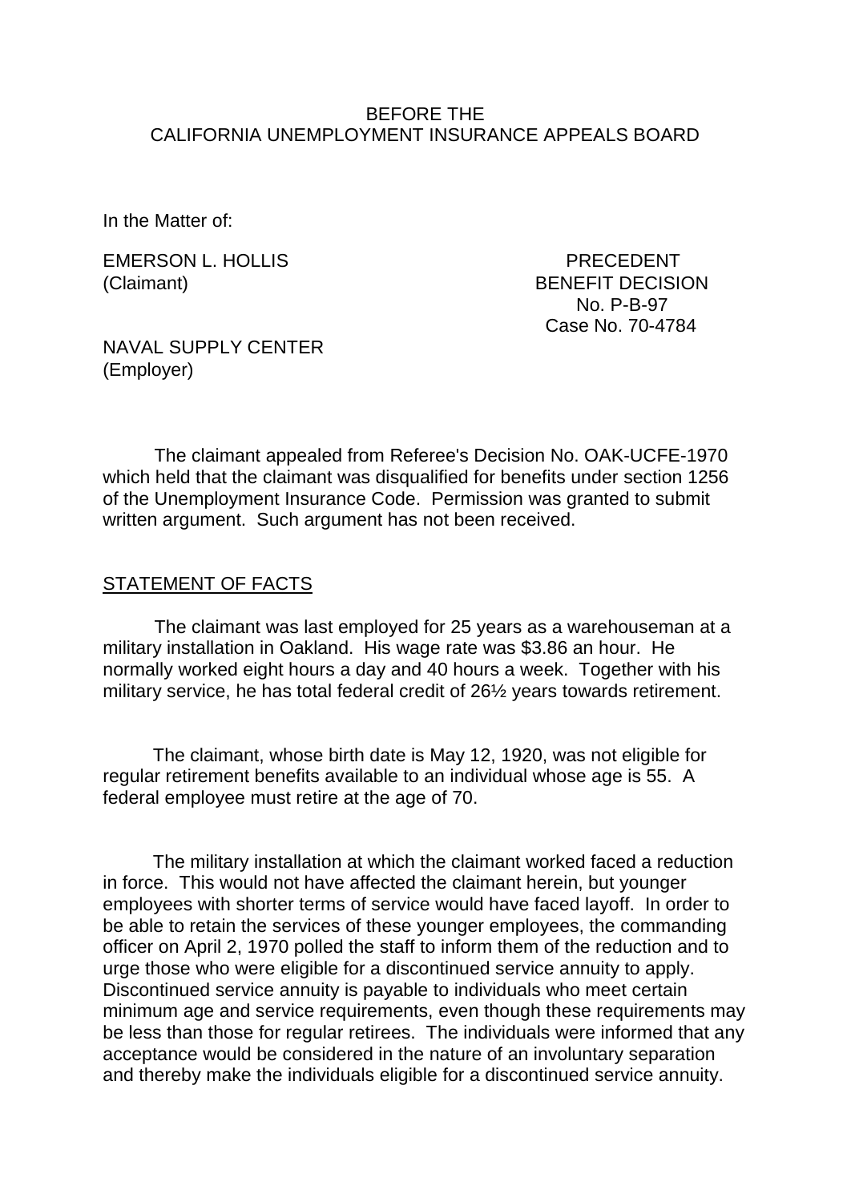BEFORE THE
CALIFORNIA UNEMPLOYMENT INSURANCE APPEALS BOARD

In the Matter of:

EMERSON L. HOLLIS
(Claimant)

PRECEDENT
BENEFIT DECISION
No. P-B-97
Case No. 70-4784

NAVAL SUPPLY CENTER
(Employer)

The claimant appealed from Referee's Decision No. OAK-UCFE-1970 which held that the claimant was disqualified for benefits under section 1256 of the Unemployment Insurance Code. Permission was granted to submit written argument. Such argument has not been received.

STATEMENT OF FACTS

The claimant was last employed for 25 years as a warehouseman at a military installation in Oakland. His wage rate was $3.86 an hour. He normally worked eight hours a day and 40 hours a week. Together with his military service, he has total federal credit of 26½ years towards retirement.

The claimant, whose birth date is May 12, 1920, was not eligible for regular retirement benefits available to an individual whose age is 55. A federal employee must retire at the age of 70.

The military installation at which the claimant worked faced a reduction in force. This would not have affected the claimant herein, but younger employees with shorter terms of service would have faced layoff. In order to be able to retain the services of these younger employees, the commanding officer on April 2, 1970 polled the staff to inform them of the reduction and to urge those who were eligible for a discontinued service annuity to apply. Discontinued service annuity is payable to individuals who meet certain minimum age and service requirements, even though these requirements may be less than those for regular retirees. The individuals were informed that any acceptance would be considered in the nature of an involuntary separation and thereby make the individuals eligible for a discontinued service annuity.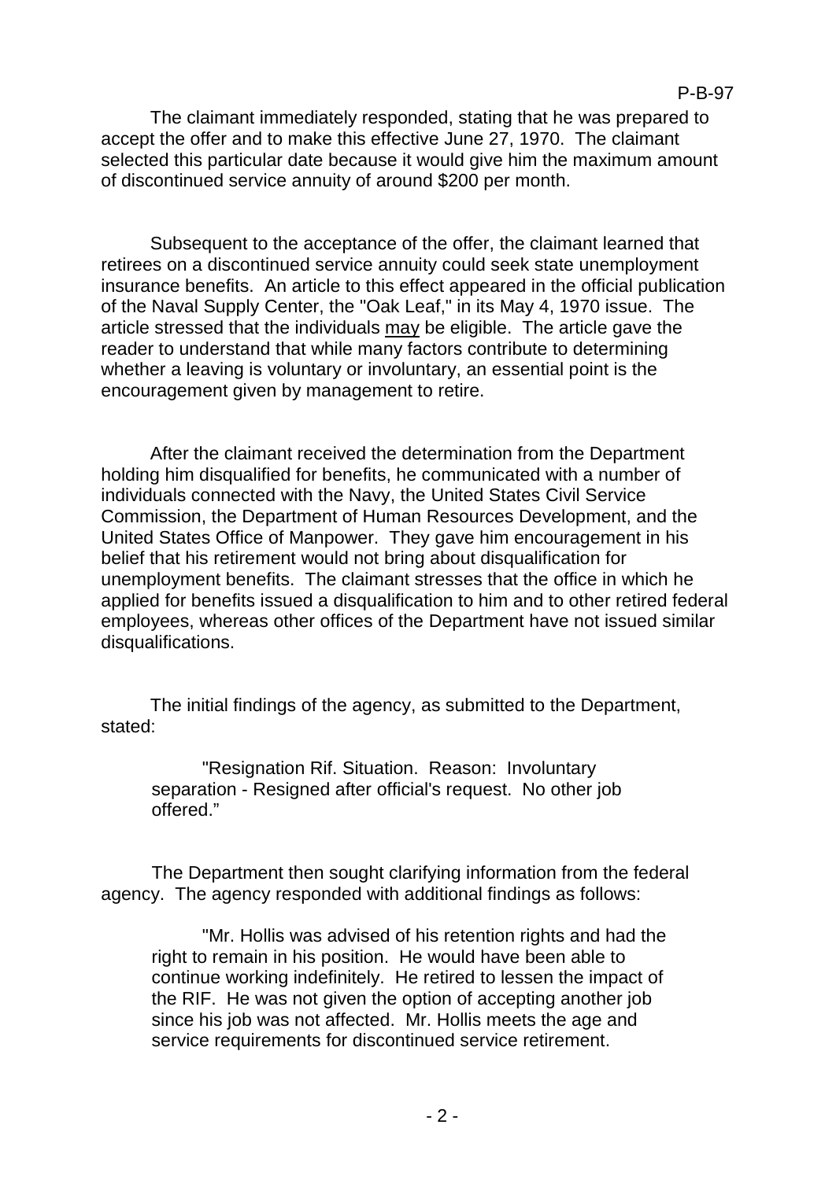The claimant immediately responded, stating that he was prepared to accept the offer and to make this effective June 27, 1970. The claimant selected this particular date because it would give him the maximum amount of discontinued service annuity of around $200 per month.

Subsequent to the acceptance of the offer, the claimant learned that retirees on a discontinued service annuity could seek state unemployment insurance benefits. An article to this effect appeared in the official publication of the Naval Supply Center, the "Oak Leaf," in its May 4, 1970 issue. The article stressed that the individuals <u>may</u> be eligible. The article gave the reader to understand that while many factors contribute to determining whether a leaving is voluntary or involuntary, an essential point is the encouragement given by management to retire.

After the claimant received the determination from the Department holding him disqualified for benefits, he communicated with a number of individuals connected with the Navy, the United States Civil Service Commission, the Department of Human Resources Development, and the United States Office of Manpower. They gave him encouragement in his belief that his retirement would not bring about disqualification for unemployment benefits. The claimant stresses that the office in which he applied for benefits issued a disqualification to him and to other retired federal employees, whereas other offices of the Department have not issued similar disqualifications.

The initial findings of the agency, as submitted to the Department, stated:

> "Resignation Rif. Situation. Reason: Involuntary separation - Resigned after official's request. No other job offered."

The Department then sought clarifying information from the federal agency. The agency responded with additional findings as follows:

> "Mr. Hollis was advised of his retention rights and had the right to remain in his position. He would have been able to continue working indefinitely. He retired to lessen the impact of the RIF. He was not given the option of accepting another job since his job was not affected. Mr. Hollis meets the age and service requirements for discontinued service retirement.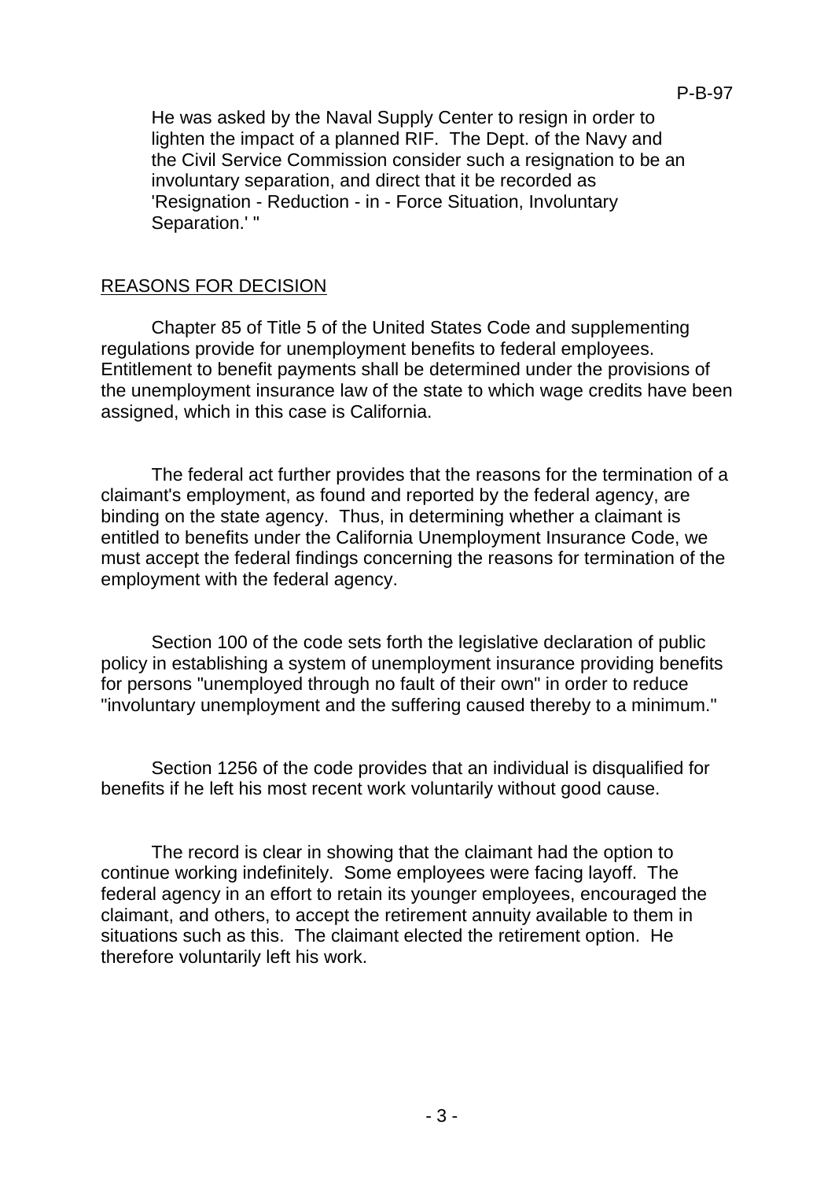He was asked by the Naval Supply Center to resign in order to lighten the impact of a planned RIF. The Dept. of the Navy and the Civil Service Commission consider such a resignation to be an involuntary separation, and direct that it be recorded as 'Resignation - Reduction - in - Force Situation, Involuntary Separation.' "

## REASONS FOR DECISION

Chapter 85 of Title 5 of the United States Code and supplementing regulations provide for unemployment benefits to federal employees. Entitlement to benefit payments shall be determined under the provisions of the unemployment insurance law of the state to which wage credits have been assigned, which in this case is California.

The federal act further provides that the reasons for the termination of a claimant's employment, as found and reported by the federal agency, are binding on the state agency. Thus, in determining whether a claimant is entitled to benefits under the California Unemployment Insurance Code, we must accept the federal findings concerning the reasons for termination of the employment with the federal agency.

Section 100 of the code sets forth the legislative declaration of public policy in establishing a system of unemployment insurance providing benefits for persons "unemployed through no fault of their own" in order to reduce "involuntary unemployment and the suffering caused thereby to a minimum."

Section 1256 of the code provides that an individual is disqualified for benefits if he left his most recent work voluntarily without good cause.

The record is clear in showing that the claimant had the option to continue working indefinitely. Some employees were facing layoff. The federal agency in an effort to retain its younger employees, encouraged the claimant, and others, to accept the retirement annuity available to them in situations such as this. The claimant elected the retirement option. He therefore voluntarily left his work.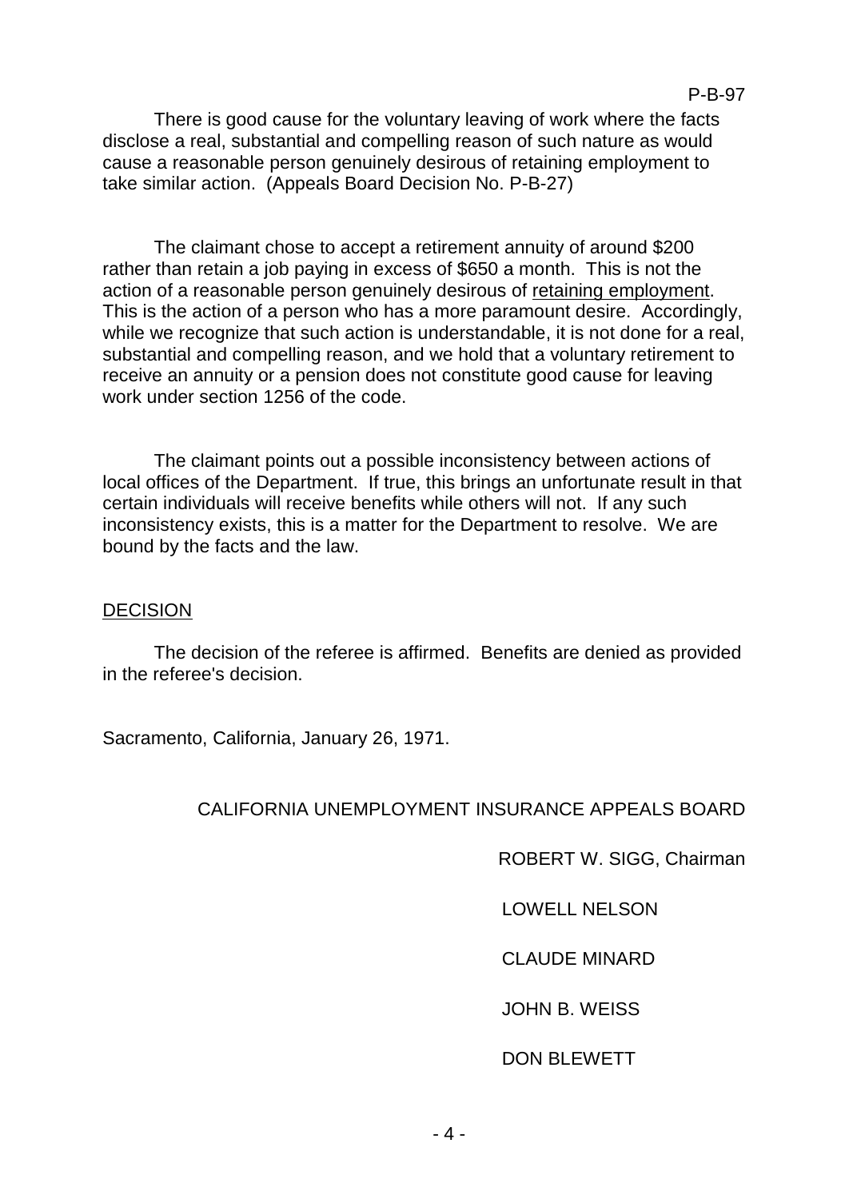There is good cause for the voluntary leaving of work where the facts disclose a real, substantial and compelling reason of such nature as would cause a reasonable person genuinely desirous of retaining employment to take similar action. (Appeals Board Decision No. P-B-27)

The claimant chose to accept a retirement annuity of around $200 rather than retain a job paying in excess of $650 a month. This is not the action of a reasonable person genuinely desirous of retaining employment. This is the action of a person who has a more paramount desire. Accordingly, while we recognize that such action is understandable, it is not done for a real, substantial and compelling reason, and we hold that a voluntary retirement to receive an annuity or a pension does not constitute good cause for leaving work under section 1256 of the code.

The claimant points out a possible inconsistency between actions of local offices of the Department. If true, this brings an unfortunate result in that certain individuals will receive benefits while others will not. If any such inconsistency exists, this is a matter for the Department to resolve. We are bound by the facts and the law.

## DECISION

The decision of the referee is affirmed. Benefits are denied as provided in the referee's decision.

Sacramento, California, January 26, 1971.

CALIFORNIA UNEMPLOYMENT INSURANCE APPEALS BOARD

ROBERT W. SIGG, Chairman

LOWELL NELSON

CLAUDE MINARD

JOHN B. WEISS

DON BLEWETT